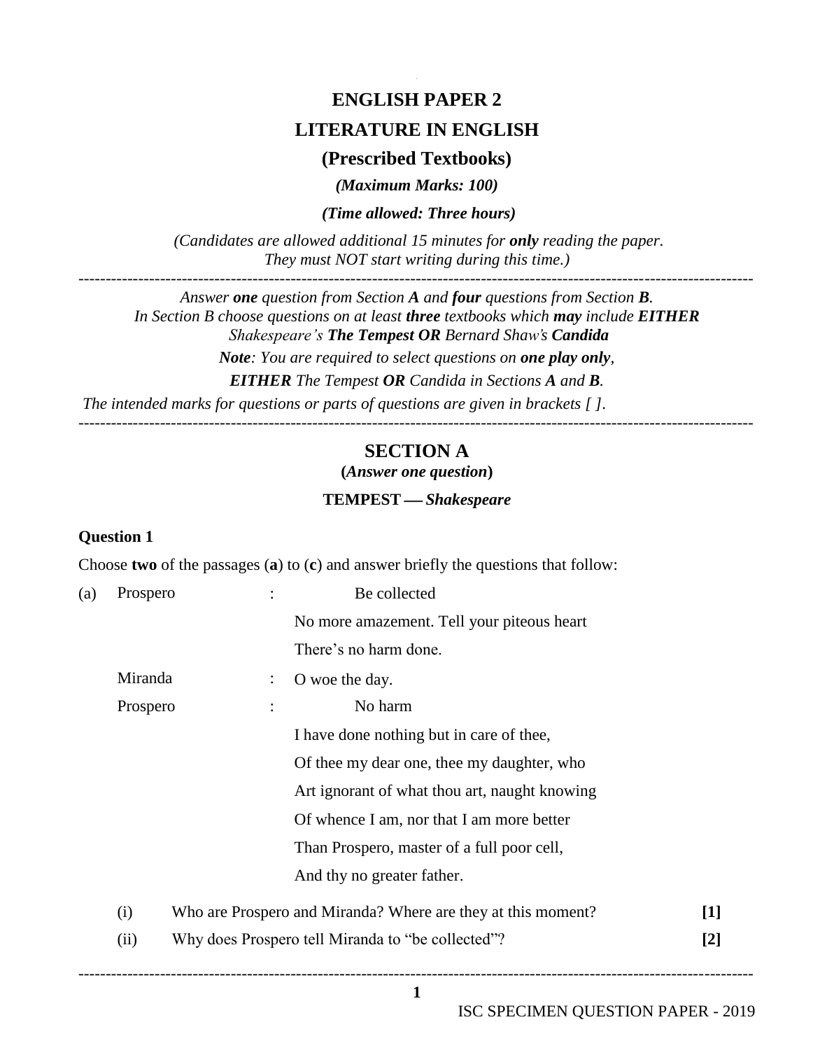# ENGLISH PAPER 2

# LITERATURE IN ENGLISH

## (Prescribed Textbooks)

***(Maximum Marks: 100)***

***(Time allowed: Three hours)***

*(Candidates are allowed additional 15 minutes for **only** reading the paper. They must NOT start writing during this time.)*

---

*Answer **one** question from Section **A** and **four** questions from Section **B**.*
*In Section B choose questions on at least **three** textbooks which **may** include **EITHER** Shakespeare's **The Tempest OR** Bernard Shaw's **Candida***

***Note**: You are required to select questions on **one play only**,*

***EITHER** The Tempest **OR** Candida in Sections **A** and **B**.*

*The intended marks for questions or parts of questions are given in brackets [ ].*

---

## SECTION A

**(*Answer one question*)**

**TEMPEST — *Shakespeare***

**Question 1**

Choose **two** of the passages (**a**) to (**c**) and answer briefly the questions that follow:

(a)

Prospero : Be collected
No more amazement. Tell your piteous heart
There's no harm done.

Miranda : O woe the day.

Prospero : No harm
I have done nothing but in care of thee,
Of thee my dear one, thee my daughter, who
Art ignorant of what thou art, naught knowing
Of whence I am, nor that I am more better
Than Prospero, master of a full poor cell,
And thy no greater father.

(i) Who are Prospero and Miranda? Where are they at this moment? **[1]**

(ii) Why does Prospero tell Miranda to "be collected"? **[2]**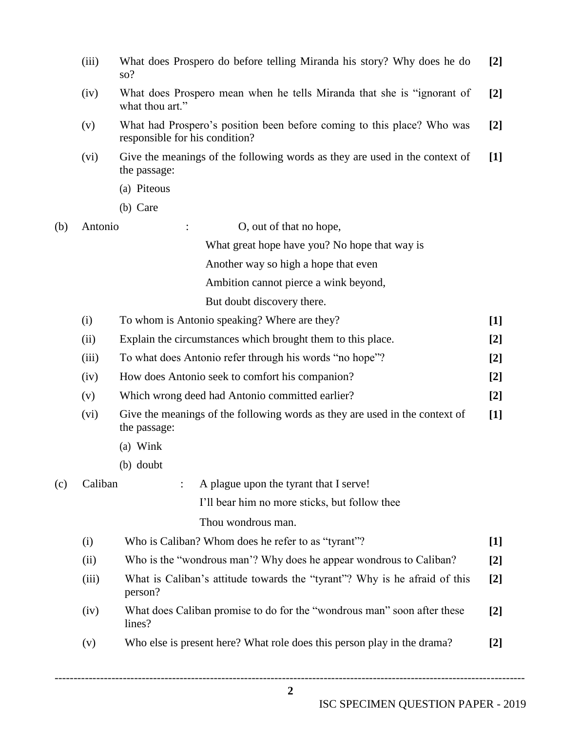(iii) What does Prospero do before telling Miranda his story? Why does he do so? **[2]**

(iv) What does Prospero mean when he tells Miranda that she is "ignorant of what thou art." **[2]**

(v) What had Prospero's position been before coming to this place? Who was responsible for his condition? **[2]**

(vi) Give the meanings of the following words as they are used in the context of the passage: **[1]**

(a) Piteous

(b) Care

(b) Antonio : O, out of that no hope,
What great hope have you? No hope that way is
Another way so high a hope that even
Ambition cannot pierce a wink beyond,
But doubt discovery there.

(i) To whom is Antonio speaking? Where are they? **[1]**

(ii) Explain the circumstances which brought them to this place. **[2]**

(iii) To what does Antonio refer through his words "no hope"? **[2]**

(iv) How does Antonio seek to comfort his companion? **[2]**

(v) Which wrong deed had Antonio committed earlier? **[2]**

(vi) Give the meanings of the following words as they are used in the context of the passage: **[1]**

(a) Wink

(b) doubt

(c) Caliban : A plague upon the tyrant that I serve!
I'll bear him no more sticks, but follow thee
Thou wondrous man.

(i) Who is Caliban? Whom does he refer to as "tyrant"? **[1]**

(ii) Who is the "wondrous man'? Why does he appear wondrous to Caliban? **[2]**

(iii) What is Caliban's attitude towards the "tyrant"? Why is he afraid of this person? **[2]**

(iv) What does Caliban promise to do for the "wondrous man" soon after these lines? **[2]**

(v) Who else is present here? What role does this person play in the drama? **[2]**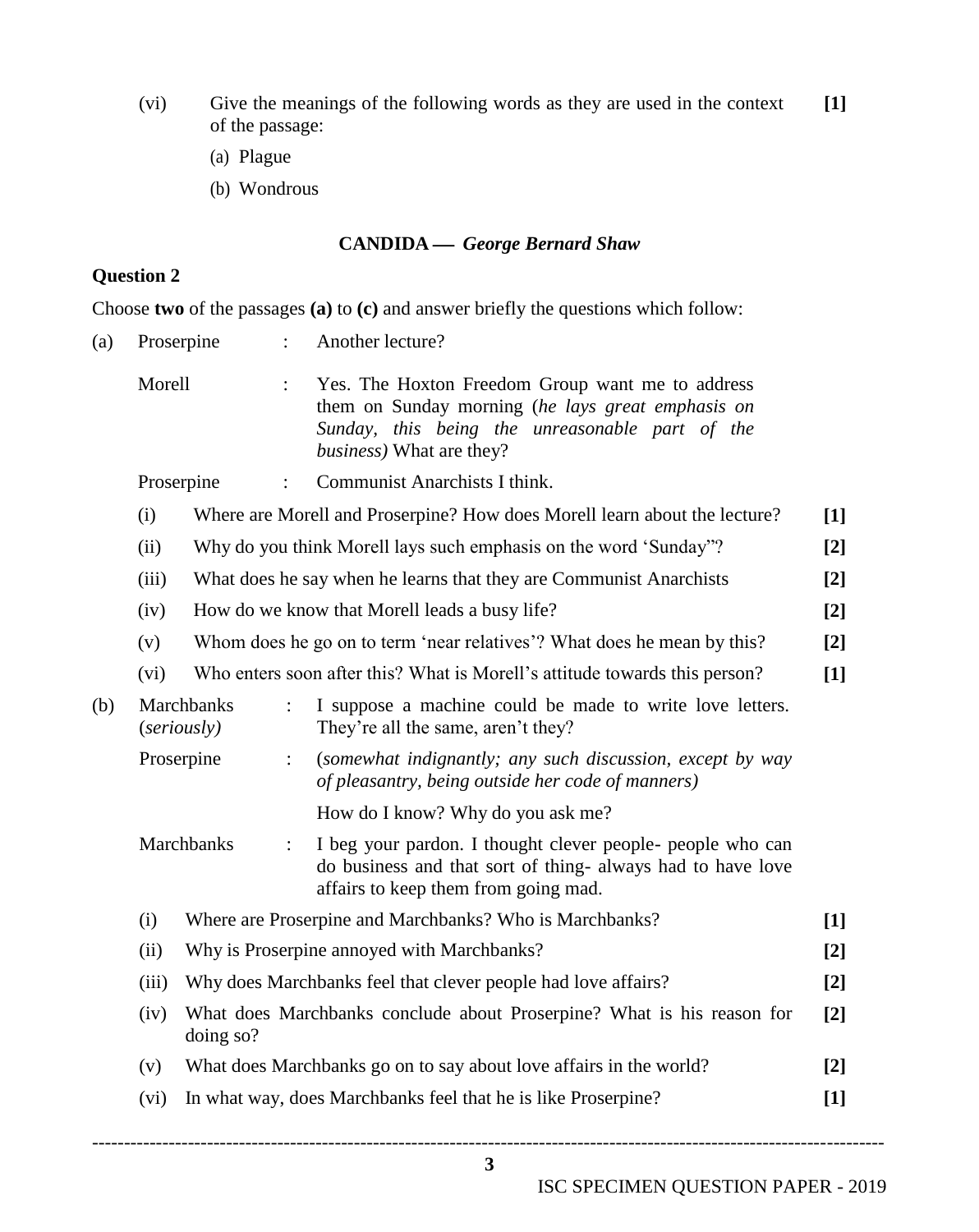(vi) Give the meanings of the following words as they are used in the context of the passage: **[1]**

(a) Plague

(b) Wondrous

### CANDIDA — *George Bernard Shaw*

**Question 2**

Choose **two** of the passages **(a)** to **(c)** and answer briefly the questions which follow:

(a)

Proserpine : Another lecture?

Morell : Yes. The Hoxton Freedom Group want me to address them on Sunday morning (*he lays great emphasis on Sunday, this being the unreasonable part of the business)* What are they?

Proserpine : Communist Anarchists I think.

(i) Where are Morell and Proserpine? How does Morell learn about the lecture? **[1]**

(ii) Why do you think Morell lays such emphasis on the word 'Sunday"? **[2]**

(iii) What does he say when he learns that they are Communist Anarchists **[2]**

(iv) How do we know that Morell leads a busy life? **[2]**

(v) Whom does he go on to term 'near relatives'? What does he mean by this? **[2]**

(vi) Who enters soon after this? What is Morell's attitude towards this person? **[1]**

(b)

Marchbanks (*seriously)* : I suppose a machine could be made to write love letters. They're all the same, aren't they?

Proserpine : (*somewhat indignantly; any such discussion, except by way of pleasantry, being outside her code of manners)*

How do I know? Why do you ask me?

Marchbanks : I beg your pardon. I thought clever people- people who can do business and that sort of thing- always had to have love affairs to keep them from going mad.

(i) Where are Proserpine and Marchbanks? Who is Marchbanks? **[1]**

(ii) Why is Proserpine annoyed with Marchbanks? **[2]**

(iii) Why does Marchbanks feel that clever people had love affairs? **[2]**

(iv) What does Marchbanks conclude about Proserpine? What is his reason for doing so? **[2]**

(v) What does Marchbanks go on to say about love affairs in the world? **[2]**

(vi) In what way, does Marchbanks feel that he is like Proserpine? **[1]**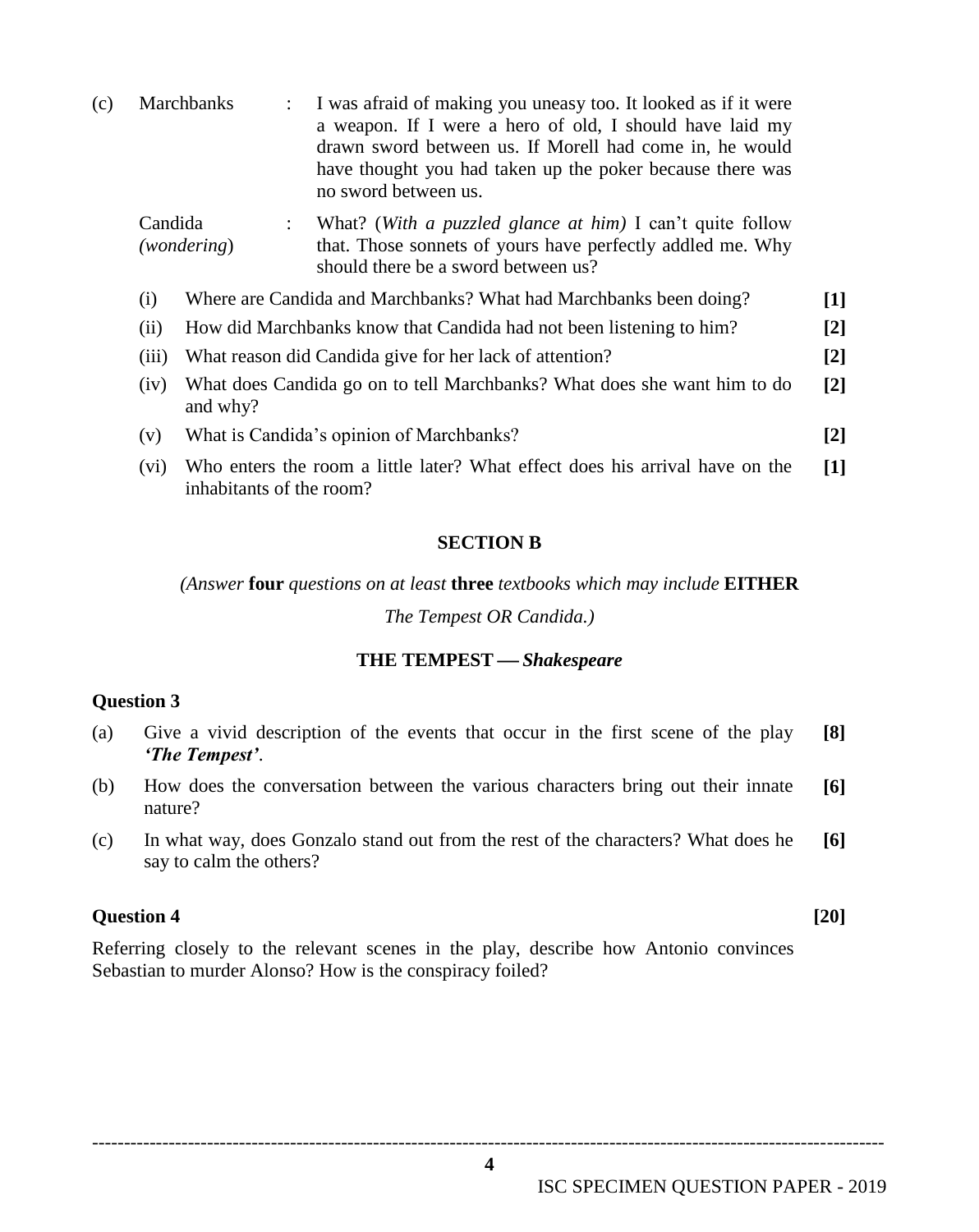(c) Marchbanks : I was afraid of making you uneasy too. It looked as if it were a weapon. If I were a hero of old, I should have laid my drawn sword between us. If Morell had come in, he would have thought you had taken up the poker because there was no sword between us.

Candida (*wondering*) : What? (*With a puzzled glance at him)* I can't quite follow that. Those sonnets of yours have perfectly addled me. Why should there be a sword between us?

(i) Where are Candida and Marchbanks? What had Marchbanks been doing? **[1]**

(ii) How did Marchbanks know that Candida had not been listening to him? **[2]**

(iii) What reason did Candida give for her lack of attention? **[2]**

(iv) What does Candida go on to tell Marchbanks? What does she want him to do and why? **[2]**

(v) What is Candida's opinion of Marchbanks? **[2]**

(vi) Who enters the room a little later? What effect does his arrival have on the inhabitants of the room? **[1]**

## SECTION B

*(Answer* **four** *questions on at least* **three** *textbooks which may include* **EITHER** *The Tempest OR Candida.)*

### THE TEMPEST — *Shakespeare*

**Question 3**

(a) Give a vivid description of the events that occur in the first scene of the play ***'The Tempest'***. **[8]**

(b) How does the conversation between the various characters bring out their innate nature? **[6]**

(c) In what way, does Gonzalo stand out from the rest of the characters? What does he say to calm the others? **[6]**

**Question 4** **[20]**

Referring closely to the relevant scenes in the play, describe how Antonio convinces Sebastian to murder Alonso? How is the conspiracy foiled?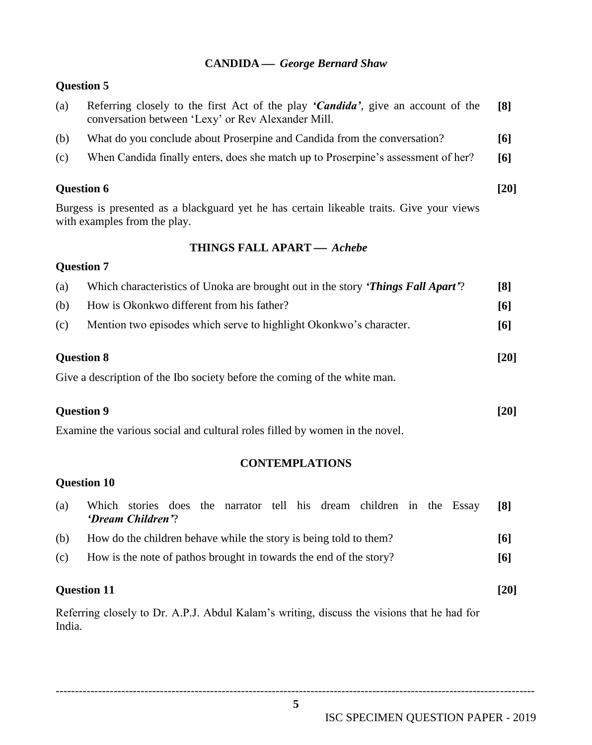## CANDIDA — *George Bernard Shaw*

**Question 5**

(a) Referring closely to the first Act of the play ***'Candida'***, give an account of the conversation between 'Lexy' or Rev Alexander Mill. **[8]**

(b) What do you conclude about Proserpine and Candida from the conversation? **[6]**

(c) When Candida finally enters, does she match up to Proserpine's assessment of her? **[6]**

**Question 6** **[20]**

Burgess is presented as a blackguard yet he has certain likeable traits. Give your views with examples from the play.

## THINGS FALL APART — *Achebe*

**Question 7**

(a) Which characteristics of Unoka are brought out in the story ***'Things Fall Apart'***? **[8]**

(b) How is Okonkwo different from his father? **[6]**

(c) Mention two episodes which serve to highlight Okonkwo's character. **[6]**

**Question 8** **[20]**

Give a description of the Ibo society before the coming of the white man.

**Question 9** **[20]**

Examine the various social and cultural roles filled by women in the novel.

## CONTEMPLATIONS

**Question 10**

(a) Which stories does the narrator tell his dream children in the Essay ***'Dream Children'***? **[8]**

(b) How do the children behave while the story is being told to them? **[6]**

(c) How is the note of pathos brought in towards the end of the story? **[6]**

**Question 11** **[20]**

Referring closely to Dr. A.P.J. Abdul Kalam's writing, discuss the visions that he had for India.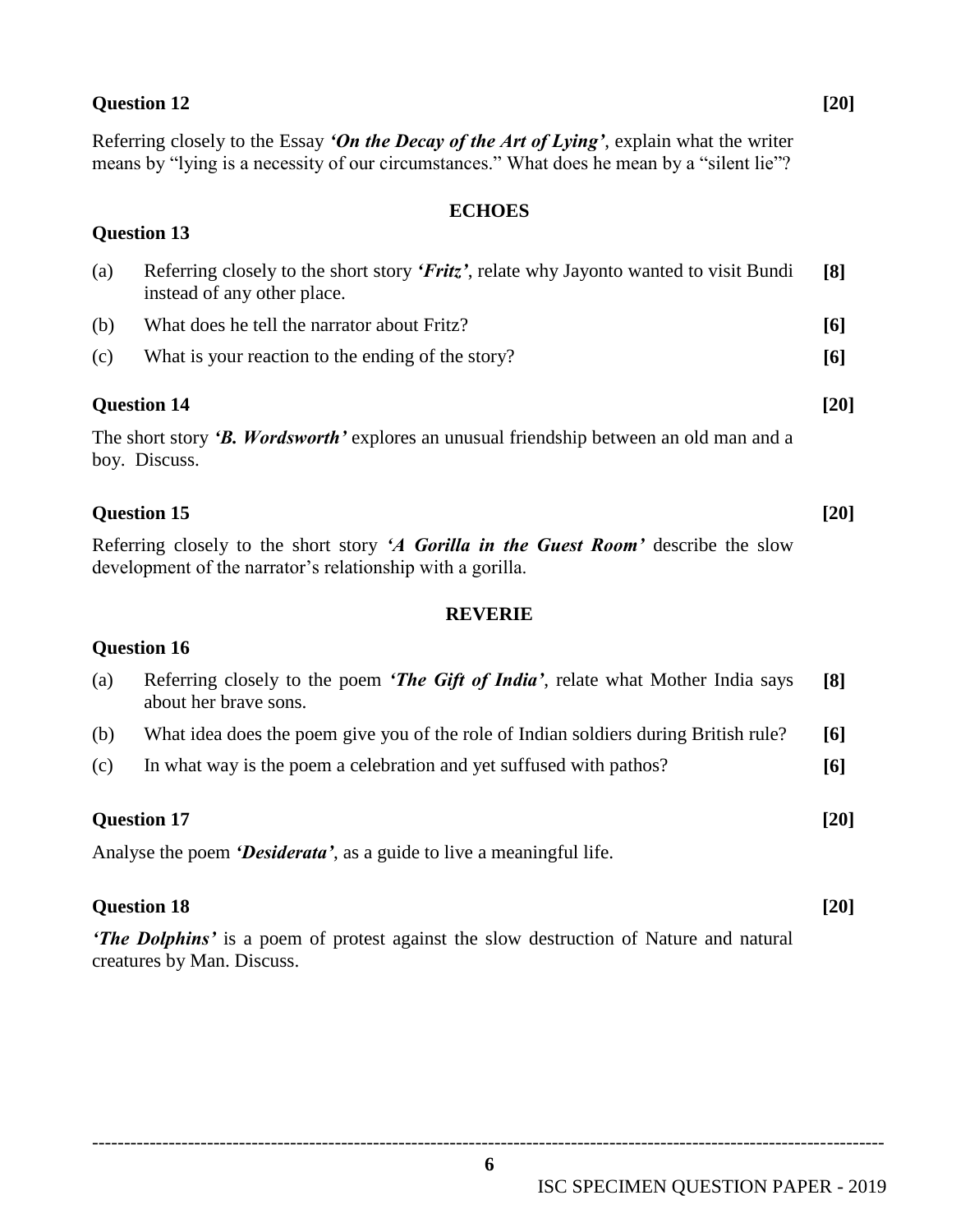**Question 12** **[20]**

Referring closely to the Essay ***'On the Decay of the Art of Lying'***, explain what the writer means by "lying is a necessity of our circumstances." What does he mean by a "silent lie"?

## ECHOES

**Question 13**

(a) Referring closely to the short story ***'Fritz'***, relate why Jayonto wanted to visit Bundi instead of any other place. **[8]**

(b) What does he tell the narrator about Fritz? **[6]**

(c) What is your reaction to the ending of the story? **[6]**

**Question 14** **[20]**

The short story ***'B. Wordsworth'*** explores an unusual friendship between an old man and a boy. Discuss.

**Question 15** **[20]**

Referring closely to the short story ***'A Gorilla in the Guest Room'*** describe the slow development of the narrator's relationship with a gorilla.

## REVERIE

**Question 16**

(a) Referring closely to the poem ***'The Gift of India'***, relate what Mother India says about her brave sons. **[8]**

(b) What idea does the poem give you of the role of Indian soldiers during British rule? **[6]**

(c) In what way is the poem a celebration and yet suffused with pathos? **[6]**

**Question 17** **[20]**

Analyse the poem ***'Desiderata'***, as a guide to live a meaningful life.

**Question 18** **[20]**

***'The Dolphins'*** is a poem of protest against the slow destruction of Nature and natural creatures by Man. Discuss.